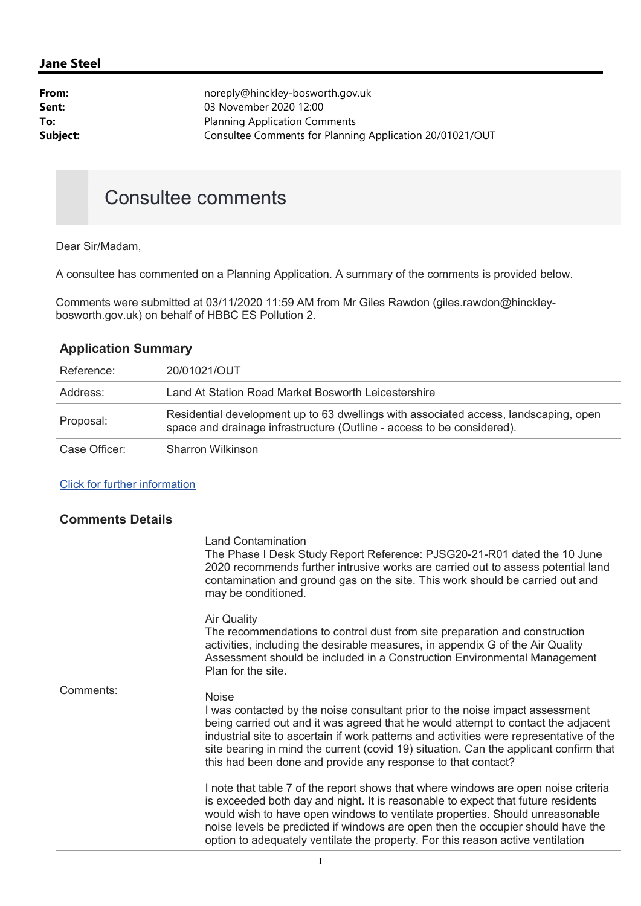## Jane Steel

| | |
|---|---|
| **From:** | noreply@hinckley-bosworth.gov.uk |
| **Sent:** | 03 November 2020 12:00 |
| **To:** | Planning Application Comments |
| **Subject:** | Consultee Comments for Planning Application 20/01021/OUT |

# Consultee comments

Dear Sir/Madam,

A consultee has commented on a Planning Application. A summary of the comments is provided below.

Comments were submitted at 03/11/2020 11:59 AM from Mr Giles Rawdon (giles.rawdon@hinckley-bosworth.gov.uk) on behalf of HBBC ES Pollution 2.

### Application Summary

| | |
|---|---|
| Reference: | 20/01021/OUT |
| Address: | Land At Station Road Market Bosworth Leicestershire |
| Proposal: | Residential development up to 63 dwellings with associated access, landscaping, open space and drainage infrastructure (Outline - access to be considered). |
| Case Officer: | Sharron Wilkinson |

[Click for further information]

### Comments Details

Comments:

Land Contamination
The Phase I Desk Study Report Reference: PJSG20-21-R01 dated the 10 June 2020 recommends further intrusive works are carried out to assess potential land contamination and ground gas on the site. This work should be carried out and may be conditioned.

Air Quality
The recommendations to control dust from site preparation and construction activities, including the desirable measures, in appendix G of the Air Quality Assessment should be included in a Construction Environmental Management Plan for the site.

Noise
I was contacted by the noise consultant prior to the noise impact assessment being carried out and it was agreed that he would attempt to contact the adjacent industrial site to ascertain if work patterns and activities were representative of the site bearing in mind the current (covid 19) situation. Can the applicant confirm that this had been done and provide any response to that contact?

I note that table 7 of the report shows that where windows are open noise criteria is exceeded both day and night. It is reasonable to expect that future residents would wish to have open windows to ventilate properties. Should unreasonable noise levels be predicted if windows are open then the occupier should have the option to adequately ventilate the property. For this reason active ventilation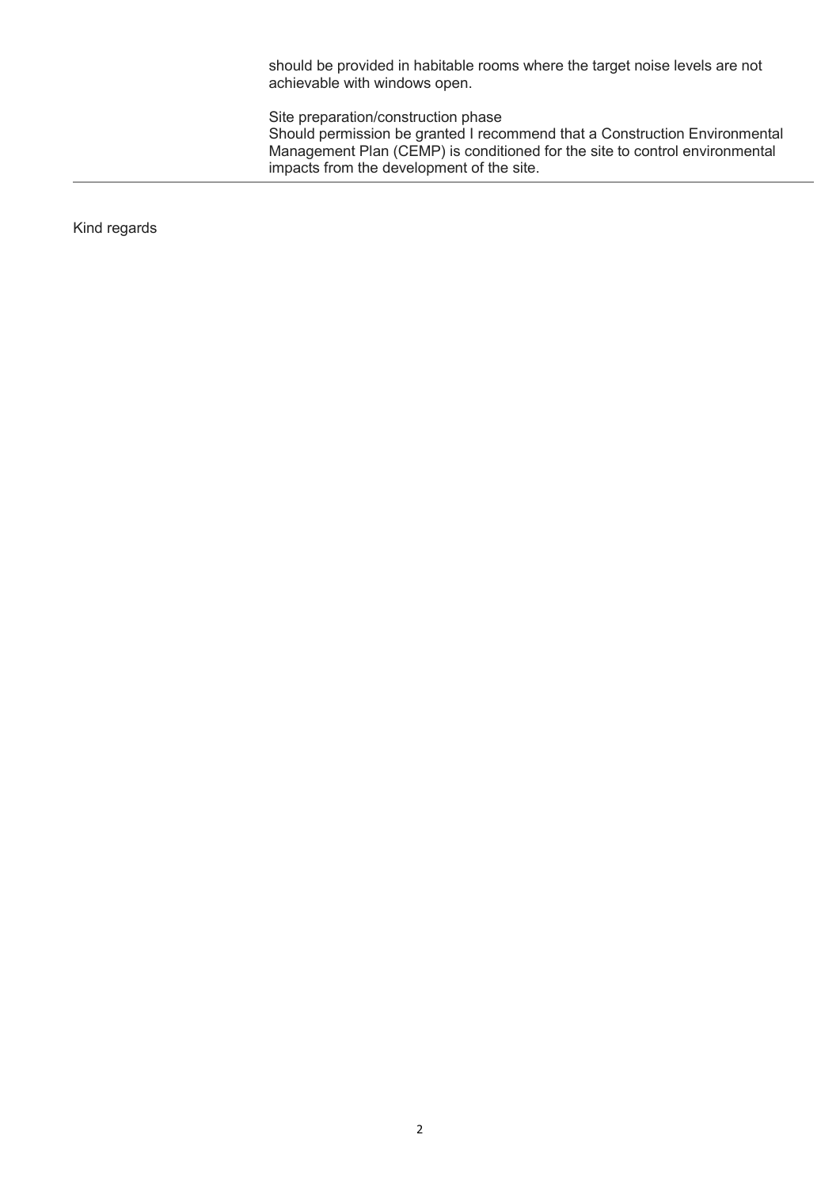should be provided in habitable rooms where the target noise levels are not achievable with windows open.

Site preparation/construction phase
Should permission be granted I recommend that a Construction Environmental Management Plan (CEMP) is conditioned for the site to control environmental impacts from the development of the site.

---

Kind regards